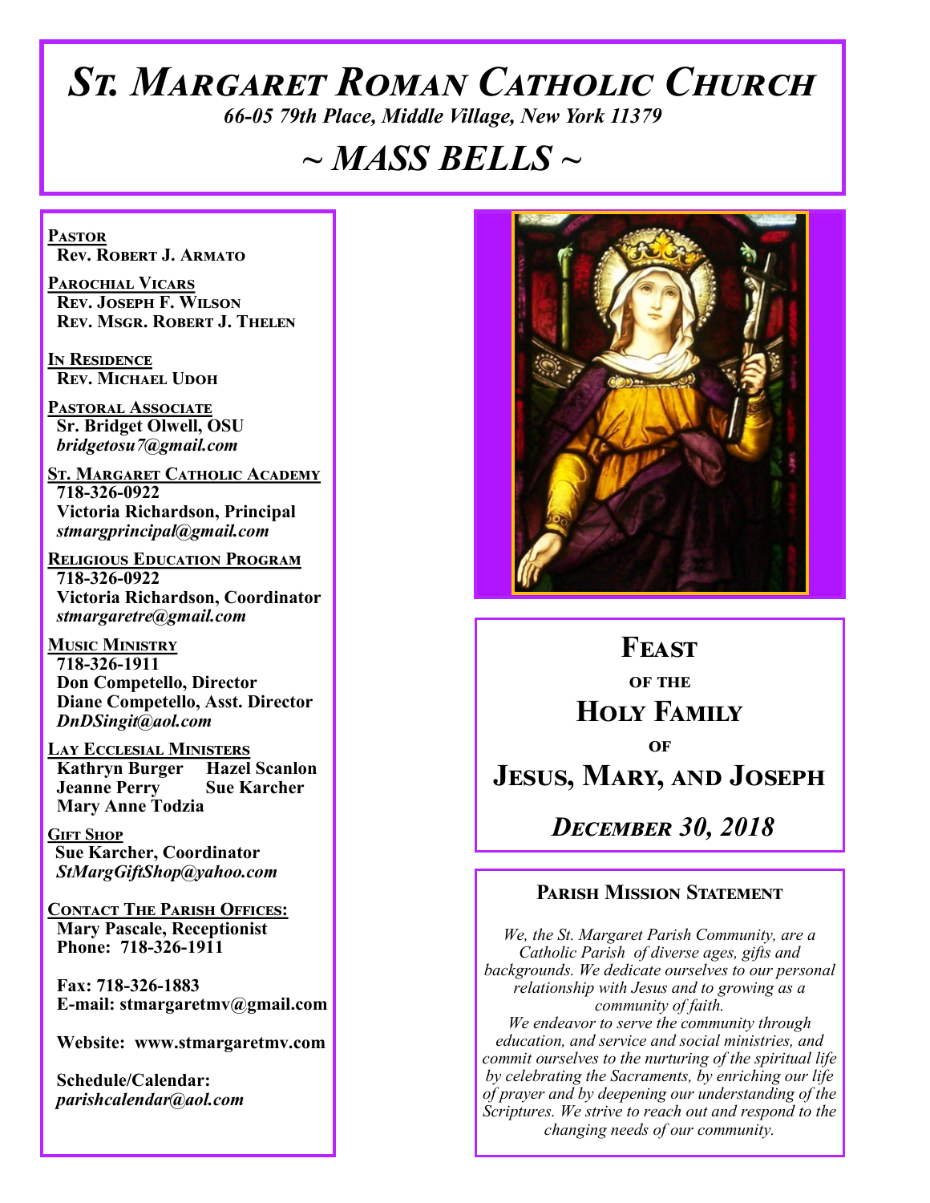# St. Margaret Roman Catholic Church

*66-05 79th Place, Middle Village, New York 11379*

## ~ MASS BELLS ~

**Pastor**
**Rev. Robert J. Armato**

**Parochial Vicars**
**Rev. Joseph F. Wilson**
**Rev. Msgr. Robert J. Thelen**

**In Residence**
**Rev. Michael Udoh**

**Pastoral Associate**
**Sr. Bridget Olwell, OSU**
*bridgetosu7@gmail.com*

**St. Margaret Catholic Academy**
**718-326-0922**
**Victoria Richardson, Principal**
*stmargprincipal@gmail.com*

**Religious Education Program**
**718-326-0922**
**Victoria Richardson, Coordinator**
*stmargaretre@gmail.com*

**Music Ministry**
**718-326-1911**
**Don Competello, Director**
**Diane Competello, Asst. Director**
*DnDSingit@aol.com*

**Lay Ecclesial Ministers**
**Kathryn Burger** **Hazel Scanlon**
**Jeanne Perry** **Sue Karcher**
**Mary Anne Todzia**

**Gift Shop**
**Sue Karcher, Coordinator**
*StMargGiftShop@yahoo.com*

**Contact The Parish Offices:**
**Mary Pascale, Receptionist**
**Phone: 718-326-1911**

**Fax: 718-326-1883**
**E-mail: stmargaretmv@gmail.com**

**Website: www.stmargaretmv.com**

**Schedule/Calendar:**
*parishcalendar@aol.com*

## Feast of the Holy Family of Jesus, Mary, and Joseph

***December 30, 2018***

### Parish Mission Statement

*We, the St. Margaret Parish Community, are a Catholic Parish of diverse ages, gifts and backgrounds. We dedicate ourselves to our personal relationship with Jesus and to growing as a community of faith.*
*We endeavor to serve the community through education, and service and social ministries, and commit ourselves to the nurturing of the spiritual life by celebrating the Sacraments, by enriching our life of prayer and by deepening our understanding of the Scriptures. We strive to reach out and respond to the changing needs of our community.*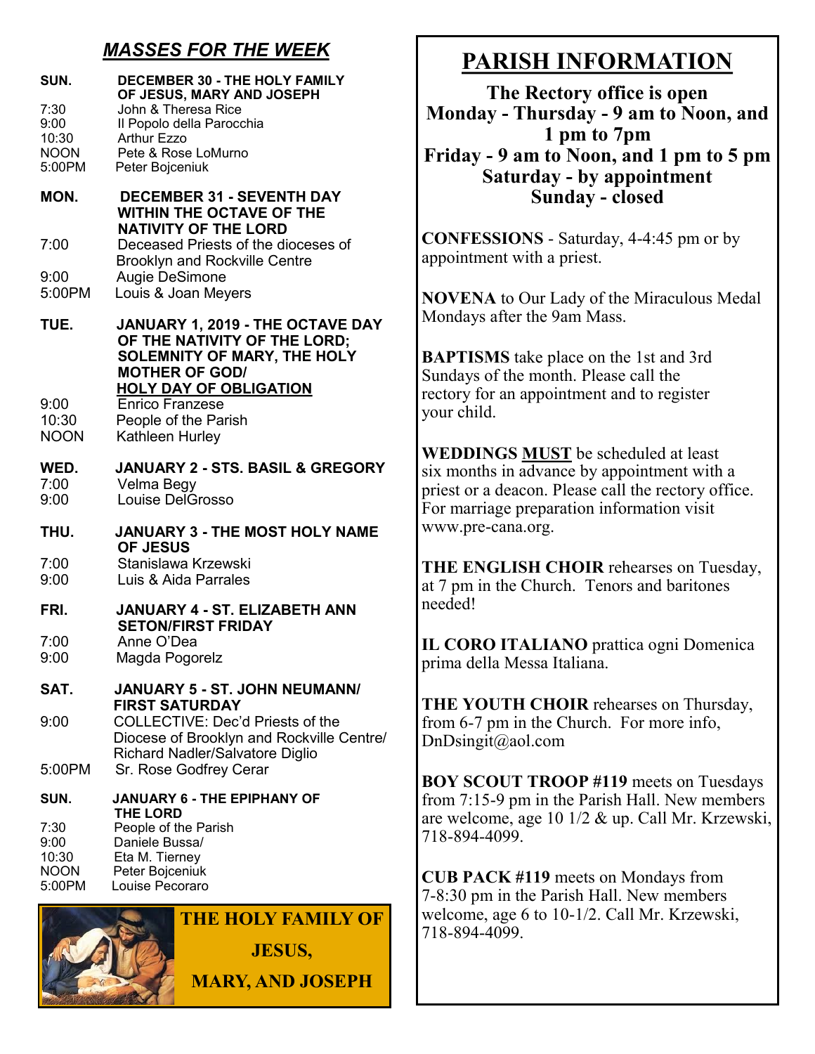## *MASSES FOR THE WEEK*

**SUN.** **DECEMBER 30 - THE HOLY FAMILY OF JESUS, MARY AND JOSEPH**

| | |
|---|---|
| 7:30 | John & Theresa Rice |
| 9:00 | Il Popolo della Parocchia |
| 10:30 | Arthur Ezzo |
| NOON | Pete & Rose LoMurno |
| 5:00PM | Peter Bojceniuk |

**MON.** **DECEMBER 31 - SEVENTH DAY WITHIN THE OCTAVE OF THE NATIVITY OF THE LORD**

| | |
|---|---|
| 7:00 | Deceased Priests of the dioceses of Brooklyn and Rockville Centre |
| 9:00 | Augie DeSimone |
| 5:00PM | Louis & Joan Meyers |

**TUE.** **JANUARY 1, 2019 - THE OCTAVE DAY OF THE NATIVITY OF THE LORD; SOLEMNITY OF MARY, THE HOLY MOTHER OF GOD/ HOLY DAY OF OBLIGATION**

| | |
|---|---|
| 9:00 | Enrico Franzese |
| 10:30 | People of the Parish |
| NOON | Kathleen Hurley |

**WED.** **JANUARY 2 - STS. BASIL & GREGORY**

| | |
|---|---|
| 7:00 | Velma Begy |
| 9:00 | Louise DelGrosso |

**THU.** **JANUARY 3 - THE MOST HOLY NAME OF JESUS**

| | |
|---|---|
| 7:00 | Stanislawa Krzewski |
| 9:00 | Luis & Aida Parrales |

**FRI.** **JANUARY 4 - ST. ELIZABETH ANN SETON/FIRST FRIDAY**

| | |
|---|---|
| 7:00 | Anne O'Dea |
| 9:00 | Magda Pogorelz |

**SAT.** **JANUARY 5 - ST. JOHN NEUMANN/ FIRST SATURDAY**

| | |
|---|---|
| 9:00 | COLLECTIVE: Dec'd Priests of the Diocese of Brooklyn and Rockville Centre/ Richard Nadler/Salvatore Diglio |
| 5:00PM | Sr. Rose Godfrey Cerar |

**SUN.** **JANUARY 6 - THE EPIPHANY OF THE LORD**

| | |
|---|---|
| 7:30 | People of the Parish |
| 9:00 | Daniele Bussa/ |
| 10:30 | Eta M. Tierney |
| NOON | Peter Bojceniuk |
| 5:00PM | Louise Pecoraro |

**THE HOLY FAMILY OF JESUS, MARY, AND JOSEPH**

# PARISH INFORMATION

**The Rectory office is open**
**Monday - Thursday - 9 am to Noon, and 1 pm to 7pm**
**Friday - 9 am to Noon, and 1 pm to 5 pm**
**Saturday - by appointment**
**Sunday - closed**

**CONFESSIONS** - Saturday, 4-4:45 pm or by appointment with a priest.

**NOVENA** to Our Lady of the Miraculous Medal Mondays after the 9am Mass.

**BAPTISMS** take place on the 1st and 3rd Sundays of the month. Please call the rectory for an appointment and to register your child.

**WEDDINGS MUST** be scheduled at least six months in advance by appointment with a priest or a deacon. Please call the rectory office. For marriage preparation information visit www.pre-cana.org.

**THE ENGLISH CHOIR** rehearses on Tuesday, at 7 pm in the Church. Tenors and baritones needed!

**IL CORO ITALIANO** prattica ogni Domenica prima della Messa Italiana.

**THE YOUTH CHOIR** rehearses on Thursday, from 6-7 pm in the Church. For more info, DnDsingit@aol.com

**BOY SCOUT TROOP #119** meets on Tuesdays from 7:15-9 pm in the Parish Hall. New members are welcome, age 10 1/2 & up. Call Mr. Krzewski, 718-894-4099.

**CUB PACK #119** meets on Mondays from 7-8:30 pm in the Parish Hall. New members welcome, age 6 to 10-1/2. Call Mr. Krzewski, 718-894-4099.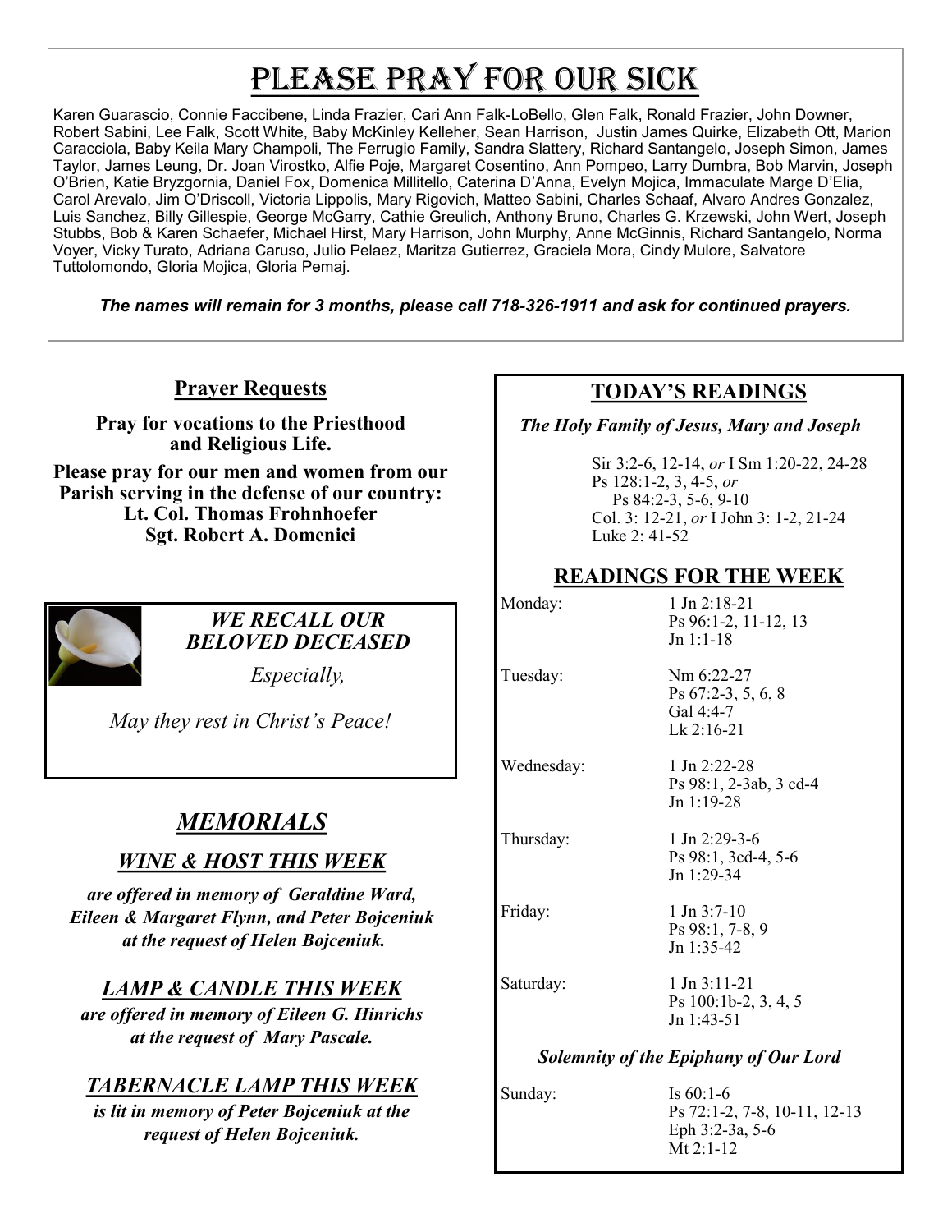# Please Pray for Our Sick

Karen Guarascio, Connie Faccibene, Linda Frazier, Cari Ann Falk-LoBello, Glen Falk, Ronald Frazier, John Downer, Robert Sabini, Lee Falk, Scott White, Baby McKinley Kelleher, Sean Harrison, Justin James Quirke, Elizabeth Ott, Marion Caracciola, Baby Keila Mary Champoli, The Ferrugio Family, Sandra Slattery, Richard Santangelo, Joseph Simon, James Taylor, James Leung, Dr. Joan Virostko, Alfie Poje, Margaret Cosentino, Ann Pompeo, Larry Dumbra, Bob Marvin, Joseph O'Brien, Katie Bryzgornia, Daniel Fox, Domenica Millitello, Caterina D'Anna, Evelyn Mojica, Immaculate Marge D'Elia, Carol Arevalo, Jim O'Driscoll, Victoria Lippolis, Mary Rigovich, Matteo Sabini, Charles Schaaf, Alvaro Andres Gonzalez, Luis Sanchez, Billy Gillespie, George McGarry, Cathie Greulich, Anthony Bruno, Charles G. Krzewski, John Wert, Joseph Stubbs, Bob & Karen Schaefer, Michael Hirst, Mary Harrison, John Murphy, Anne McGinnis, Richard Santangelo, Norma Voyer, Vicky Turato, Adriana Caruso, Julio Pelaez, Maritza Gutierrez, Graciela Mora, Cindy Mulore, Salvatore Tuttolomondo, Gloria Mojica, Gloria Pemaj.

***The names will remain for 3 months, please call 718-326-1911 and ask for continued prayers.***

## Prayer Requests

**Pray for vocations to the Priesthood and Religious Life.**

**Please pray for our men and women from our Parish serving in the defense of our country:**
**Lt. Col. Thomas Frohnhoefer**
**Sgt. Robert A. Domenici**

### *WE RECALL OUR BELOVED DECEASED*

*Especially,*

*May they rest in Christ's Peace!*

## *MEMORIALS*

### *WINE & HOST THIS WEEK*

***are offered in memory of Geraldine Ward, Eileen & Margaret Flynn, and Peter Bojceniuk at the request of Helen Bojceniuk.***

### *LAMP & CANDLE THIS WEEK*

***are offered in memory of Eileen G. Hinrichs at the request of Mary Pascale.***

### *TABERNACLE LAMP THIS WEEK*

***is lit in memory of Peter Bojceniuk at the request of Helen Bojceniuk.***

## TODAY'S READINGS

***The Holy Family of Jesus, Mary and Joseph***

Sir 3:2-6, 12-14, *or* I Sm 1:20-22, 24-28
Ps 128:1-2, 3, 4-5, *or*
Ps 84:2-3, 5-6, 9-10
Col. 3: 12-21, *or* I John 3: 1-2, 21-24
Luke 2: 41-52

## READINGS FOR THE WEEK

| | |
|---|---|
| Monday: | 1 Jn 2:18-21<br>Ps 96:1-2, 11-12, 13<br>Jn 1:1-18 |
| Tuesday: | Nm 6:22-27<br>Ps 67:2-3, 5, 6, 8<br>Gal 4:4-7<br>Lk 2:16-21 |
| Wednesday: | 1 Jn 2:22-28<br>Ps 98:1, 2-3ab, 3 cd-4<br>Jn 1:19-28 |
| Thursday: | 1 Jn 2:29-3-6<br>Ps 98:1, 3cd-4, 5-6<br>Jn 1:29-34 |
| Friday: | 1 Jn 3:7-10<br>Ps 98:1, 7-8, 9<br>Jn 1:35-42 |
| Saturday: | 1 Jn 3:11-21<br>Ps 100:1b-2, 3, 4, 5<br>Jn 1:43-51 |

***Solemnity of the Epiphany of Our Lord***

| | |
|---|---|
| Sunday: | Is 60:1-6<br>Ps 72:1-2, 7-8, 10-11, 12-13<br>Eph 3:2-3a, 5-6<br>Mt 2:1-12 |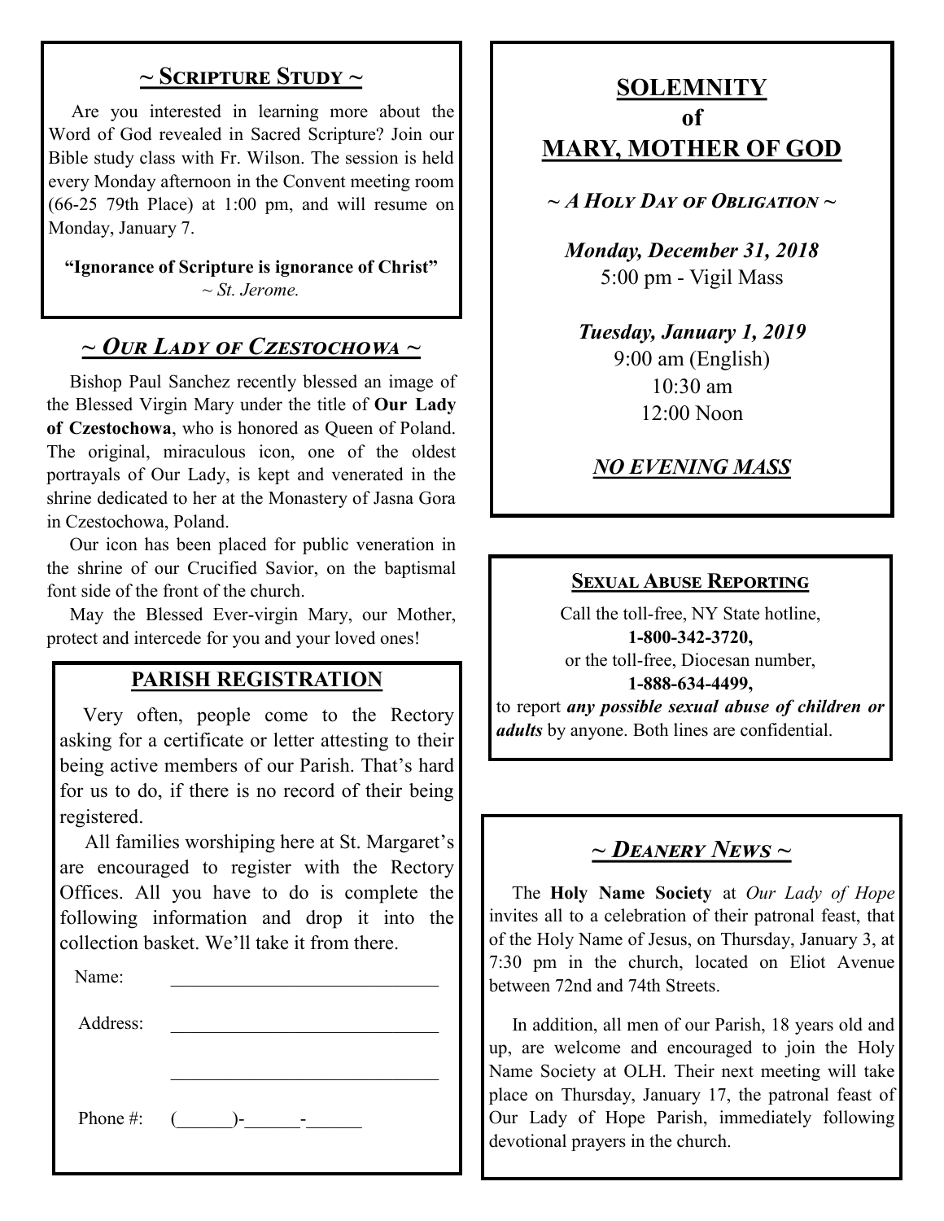## ~ Scripture Study ~

Are you interested in learning more about the Word of God revealed in Sacred Scripture? Join our Bible study class with Fr. Wilson. The session is held every Monday afternoon in the Convent meeting room (66-25 79th Place) at 1:00 pm, and will resume on Monday, January 7.

**"Ignorance of Scripture is ignorance of Christ"**
*~ St. Jerome.*

## *~ Our Lady of Czestochowa ~*

Bishop Paul Sanchez recently blessed an image of the Blessed Virgin Mary under the title of **Our Lady of Czestochowa**, who is honored as Queen of Poland. The original, miraculous icon, one of the oldest portrayals of Our Lady, is kept and venerated in the shrine dedicated to her at the Monastery of Jasna Gora in Czestochowa, Poland.

Our icon has been placed for public veneration in the shrine of our Crucified Savior, on the baptismal font side of the front of the church.

May the Blessed Ever-virgin Mary, our Mother, protect and intercede for you and your loved ones!

## PARISH REGISTRATION

Very often, people come to the Rectory asking for a certificate or letter attesting to their being active members of our Parish. That's hard for us to do, if there is no record of their being registered.

All families worshiping here at St. Margaret's are encouraged to register with the Rectory Offices. All you have to do is complete the following information and drop it into the collection basket. We'll take it from there.

Name: ______________________________

Address: ______________________________

______________________________

Phone #: (______)-______-______

## SOLEMNITY of MARY, MOTHER OF GOD

*~ A Holy Day of Obligation ~*

***Monday, December 31, 2018***
5:00 pm - Vigil Mass

***Tuesday, January 1, 2019***
9:00 am (English)
10:30 am
12:00 Noon

***NO EVENING MASS***

## Sexual Abuse Reporting

Call the toll-free, NY State hotline,
**1-800-342-3720,**
or the toll-free, Diocesan number,
**1-888-634-4499,**
to report ***any possible sexual abuse of children or adults*** by anyone. Both lines are confidential.

## *~ Deanery News ~*

The **Holy Name Society** at *Our Lady of Hope* invites all to a celebration of their patronal feast, that of the Holy Name of Jesus, on Thursday, January 3, at 7:30 pm in the church, located on Eliot Avenue between 72nd and 74th Streets.

In addition, all men of our Parish, 18 years old and up, are welcome and encouraged to join the Holy Name Society at OLH. Their next meeting will take place on Thursday, January 17, the patronal feast of Our Lady of Hope Parish, immediately following devotional prayers in the church.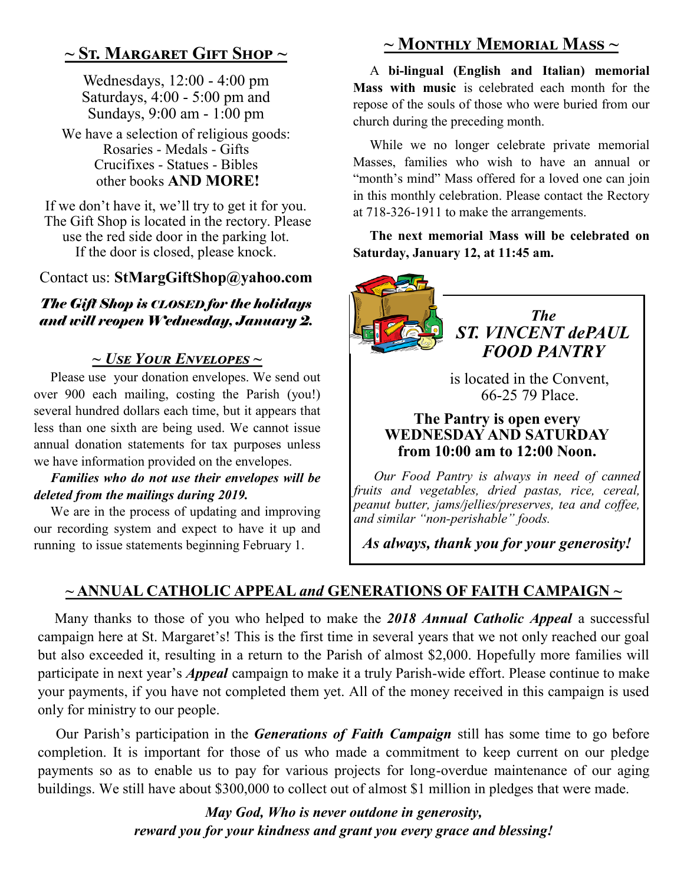## ~ St. Margaret Gift Shop ~

Wednesdays, 12:00 - 4:00 pm
Saturdays, 4:00 - 5:00 pm and
Sundays, 9:00 am - 1:00 pm

We have a selection of religious goods:
Rosaries - Medals - Gifts
Crucifixes - Statues - Bibles
other books **AND MORE!**

If we don't have it, we'll try to get it for you. The Gift Shop is located in the rectory. Please use the red side door in the parking lot. If the door is closed, please knock.

Contact us: **StMargGiftShop@yahoo.com**

***The Gift Shop is CLOSED for the holidays and will reopen Wednesday, January 2.***

## ~ *Use Your Envelopes* ~

Please use your donation envelopes. We send out over 900 each mailing, costing the Parish (you!) several hundred dollars each time, but it appears that less than one sixth are being used. We cannot issue annual donation statements for tax purposes unless we have information provided on the envelopes.

***Families who do not use their envelopes will be deleted from the mailings during 2019.***

We are in the process of updating and improving our recording system and expect to have it up and running to issue statements beginning February 1.

## ~ Monthly Memorial Mass ~

A **bi-lingual (English and Italian) memorial Mass with music** is celebrated each month for the repose of the souls of those who were buried from our church during the preceding month.

While we no longer celebrate private memorial Masses, families who wish to have an annual or "month's mind" Mass offered for a loved one can join in this monthly celebration. Please contact the Rectory at 718-326-1911 to make the arrangements.

**The next memorial Mass will be celebrated on Saturday, January 12, at 11:45 am.**

## *The ST. VINCENT dePAUL FOOD PANTRY*

is located in the Convent, 66-25 79 Place.

**The Pantry is open every WEDNESDAY AND SATURDAY from 10:00 am to 12:00 Noon.**

*Our Food Pantry is always in need of canned fruits and vegetables, dried pastas, rice, cereal, peanut butter, jams/jellies/preserves, tea and coffee, and similar "non-perishable" foods.*

***As always, thank you for your generosity!***

## ~ ANNUAL CATHOLIC APPEAL *and* GENERATIONS OF FAITH CAMPAIGN ~

Many thanks to those of you who helped to make the ***2018 Annual Catholic Appeal*** a successful campaign here at St. Margaret's! This is the first time in several years that we not only reached our goal but also exceeded it, resulting in a return to the Parish of almost $2,000. Hopefully more families will participate in next year's ***Appeal*** campaign to make it a truly Parish-wide effort. Please continue to make your payments, if you have not completed them yet. All of the money received in this campaign is used only for ministry to our people.

Our Parish's participation in the ***Generations of Faith Campaign*** still has some time to go before completion. It is important for those of us who made a commitment to keep current on our pledge payments so as to enable us to pay for various projects for long-overdue maintenance of our aging buildings. We still have about $300,000 to collect out of almost $1 million in pledges that were made.

***May God, Who is never outdone in generosity,
reward you for your kindness and grant you every grace and blessing!***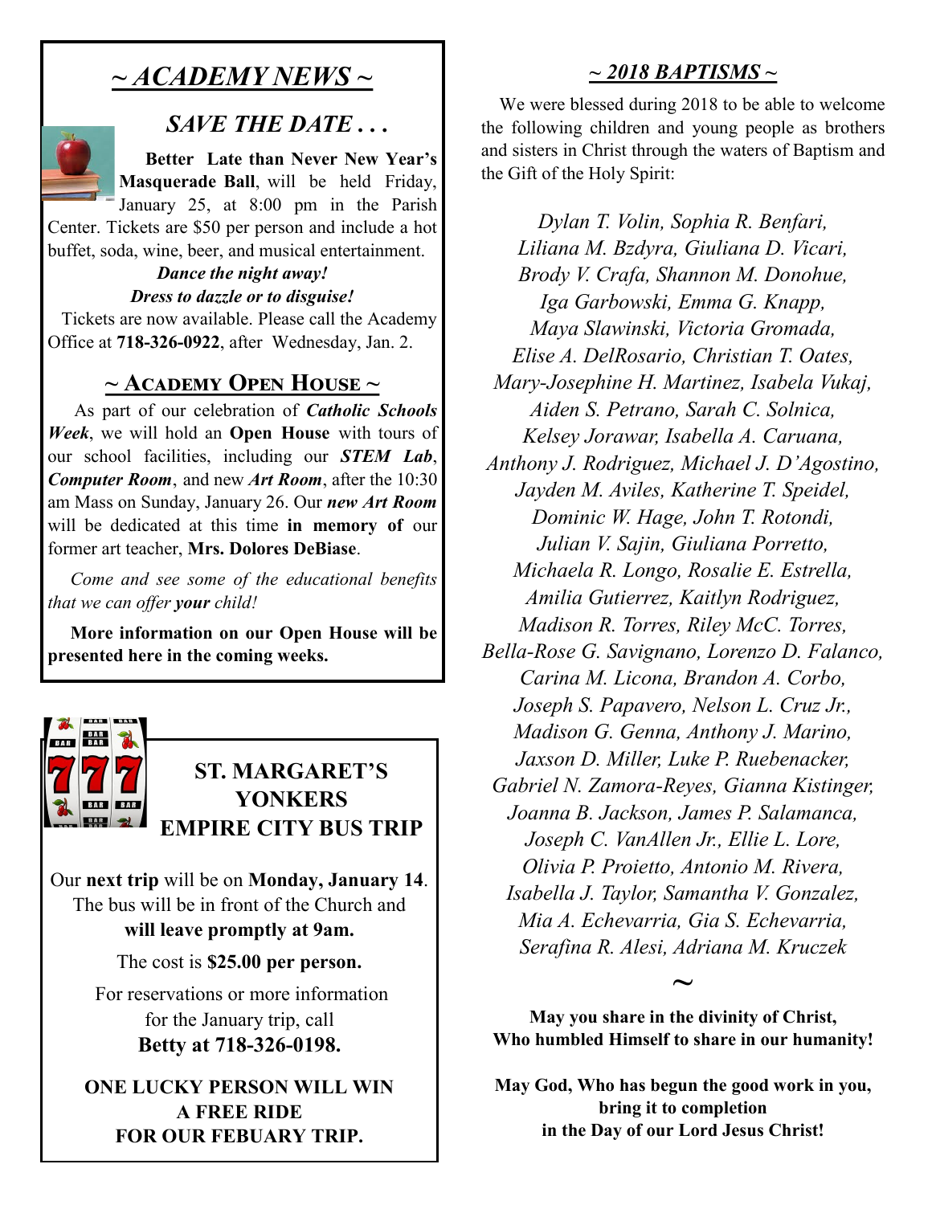## *~ ACADEMY NEWS ~*

### *SAVE THE DATE . . .*

**Better Late than Never New Year's Masquerade Ball**, will be held Friday, January 25, at 8:00 pm in the Parish Center. Tickets are $50 per person and include a hot buffet, soda, wine, beer, and musical entertainment.

***Dance the night away!***

***Dress to dazzle or to disguise!***

Tickets are now available. Please call the Academy Office at **718-326-0922**, after Wednesday, Jan. 2.

### ~ ACADEMY OPEN HOUSE ~

As part of our celebration of ***Catholic Schools Week***, we will hold an **Open House** with tours of our school facilities, including our ***STEM Lab***, ***Computer Room***, and new ***Art Room***, after the 10:30 am Mass on Sunday, January 26. Our ***new Art Room*** will be dedicated at this time **in memory of** our former art teacher, **Mrs. Dolores DeBiase**.

*Come and see some of the educational benefits that we can offer **your** child!*

**More information on our Open House will be presented here in the coming weeks.**

### ST. MARGARET'S YONKERS EMPIRE CITY BUS TRIP

Our **next trip** will be on **Monday, January 14**. The bus will be in front of the Church and **will leave promptly at 9am.**

The cost is **$25.00 per person.**

For reservations or more information for the January trip, call **Betty at 718-326-0198.**

**ONE LUCKY PERSON WILL WIN A FREE RIDE FOR OUR FEBUARY TRIP.**

## *~ 2018 BAPTISMS ~*

We were blessed during 2018 to be able to welcome the following children and young people as brothers and sisters in Christ through the waters of Baptism and the Gift of the Holy Spirit:

*Dylan T. Volin, Sophia R. Benfari,
Liliana M. Bzdyra, Giuliana D. Vicari,
Brody V. Crafa, Shannon M. Donohue,
Iga Garbowski, Emma G. Knapp,
Maya Slawinski, Victoria Gromada,
Elise A. DelRosario, Christian T. Oates,
Mary-Josephine H. Martinez, Isabela Vukaj,
Aiden S. Petrano, Sarah C. Solnica,
Kelsey Jorawar, Isabella A. Caruana,
Anthony J. Rodriguez, Michael J. D'Agostino,
Jayden M. Aviles, Katherine T. Speidel,
Dominic W. Hage, John T. Rotondi,
Julian V. Sajin, Giuliana Porretto,
Michaela R. Longo, Rosalie E. Estrella,
Amilia Gutierrez, Kaitlyn Rodriguez,
Madison R. Torres, Riley McC. Torres,
Bella-Rose G. Savignano, Lorenzo D. Falanco,
Carina M. Licona, Brandon A. Corbo,
Joseph S. Papavero, Nelson L. Cruz Jr.,
Madison G. Genna, Anthony J. Marino,
Jaxson D. Miller, Luke P. Ruebenacker,
Gabriel N. Zamora-Reyes, Gianna Kistinger,
Joanna B. Jackson, James P. Salamanca,
Joseph C. VanAllen Jr., Ellie L. Lore,
Olivia P. Proietto, Antonio M. Rivera,
Isabella J. Taylor, Samantha V. Gonzalez,
Mia A. Echevarria, Gia S. Echevarria,
Serafina R. Alesi, Adriana M. Kruczek*

~

**May you share in the divinity of Christ,
Who humbled Himself to share in our humanity!**

**May God, Who has begun the good work in you,
bring it to completion
in the Day of our Lord Jesus Christ!**